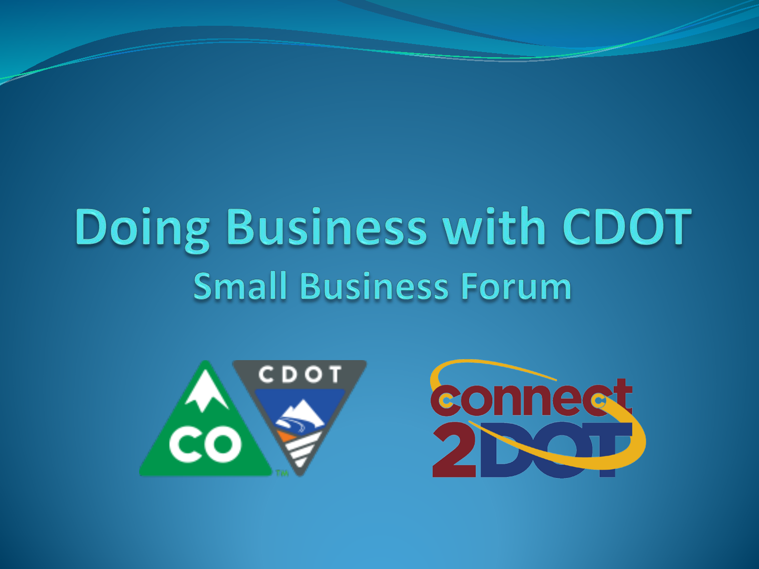# Doing Business with CDOT

## Small Business Forum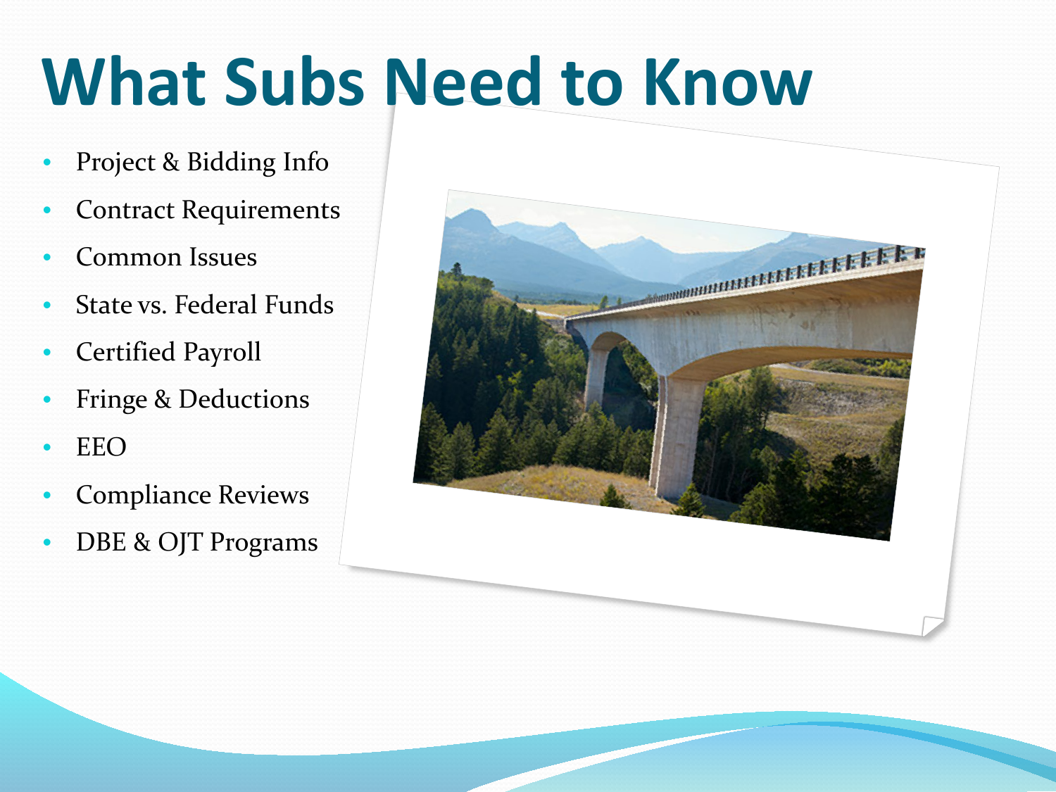# What Subs Need to Know

- Project & Bidding Info
- Contract Requirements
- Common Issues
- State vs. Federal Funds
- Certified Payroll
- Fringe & Deductions
- EEO
- Compliance Reviews
- DBE & OJT Programs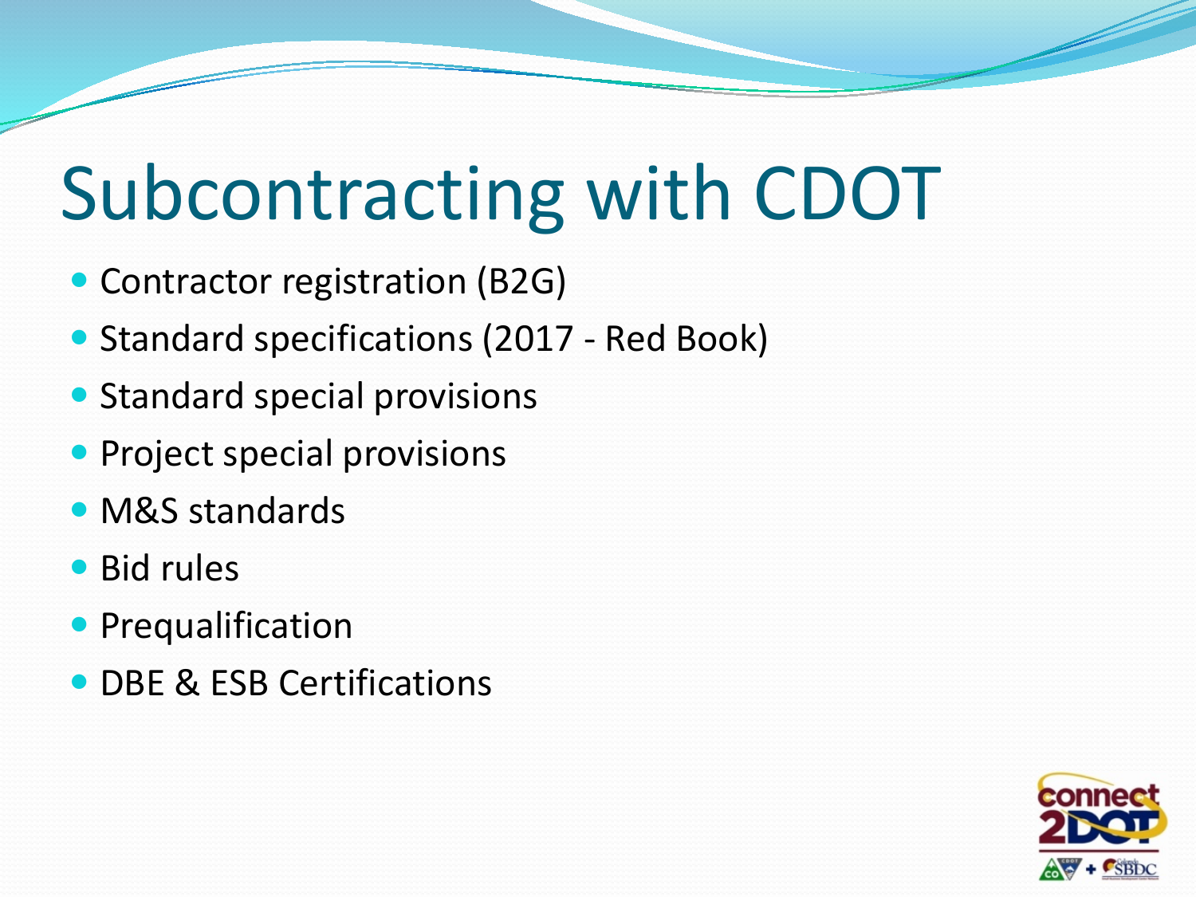# Subcontracting with CDOT

- Contractor registration (B2G)
- Standard specifications (2017 - Red Book)
- Standard special provisions
- Project special provisions
- M&S standards
- Bid rules
- Prequalification
- DBE & ESB Certifications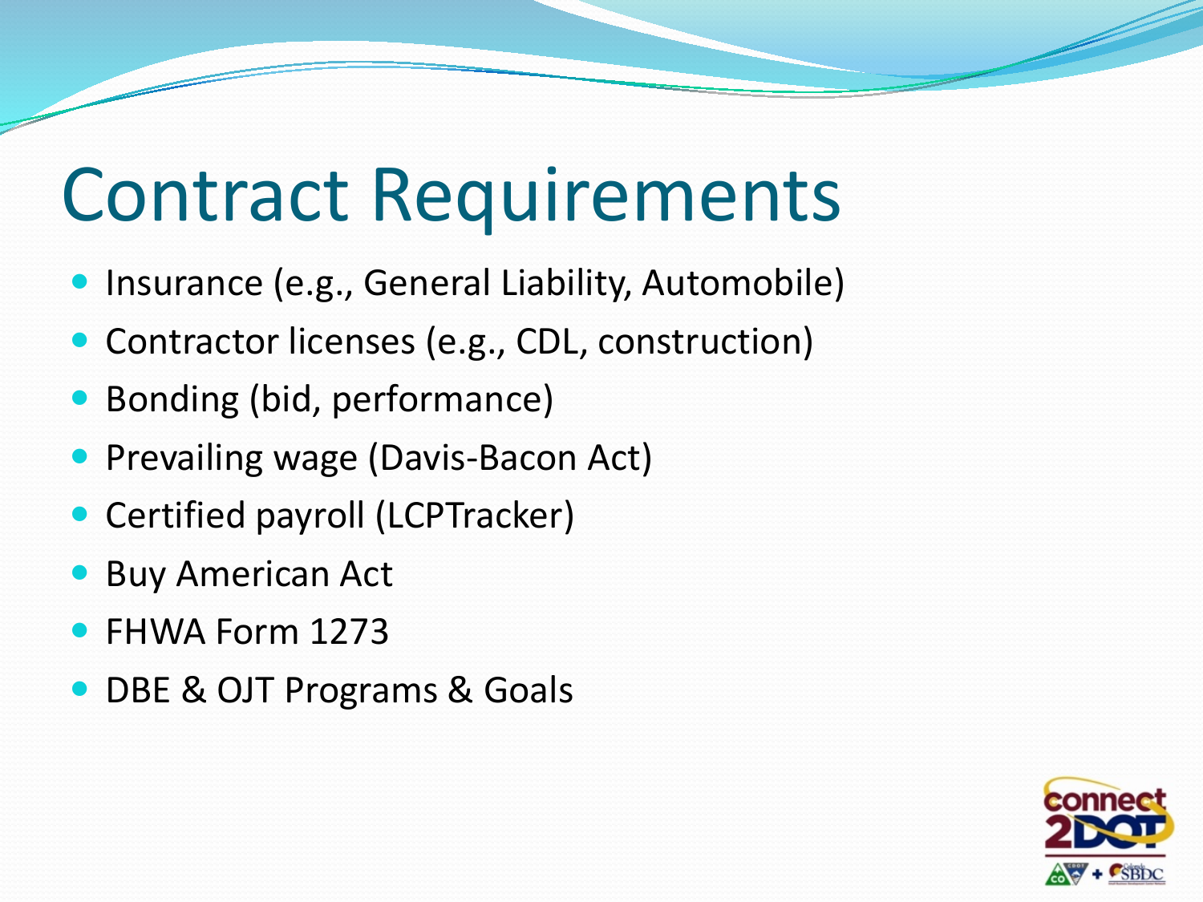# Contract Requirements

- Insurance (e.g., General Liability, Automobile)
- Contractor licenses (e.g., CDL, construction)
- Bonding (bid, performance)
- Prevailing wage (Davis-Bacon Act)
- Certified payroll (LCPTracker)
- Buy American Act
- FHWA Form 1273
- DBE & OJT Programs & Goals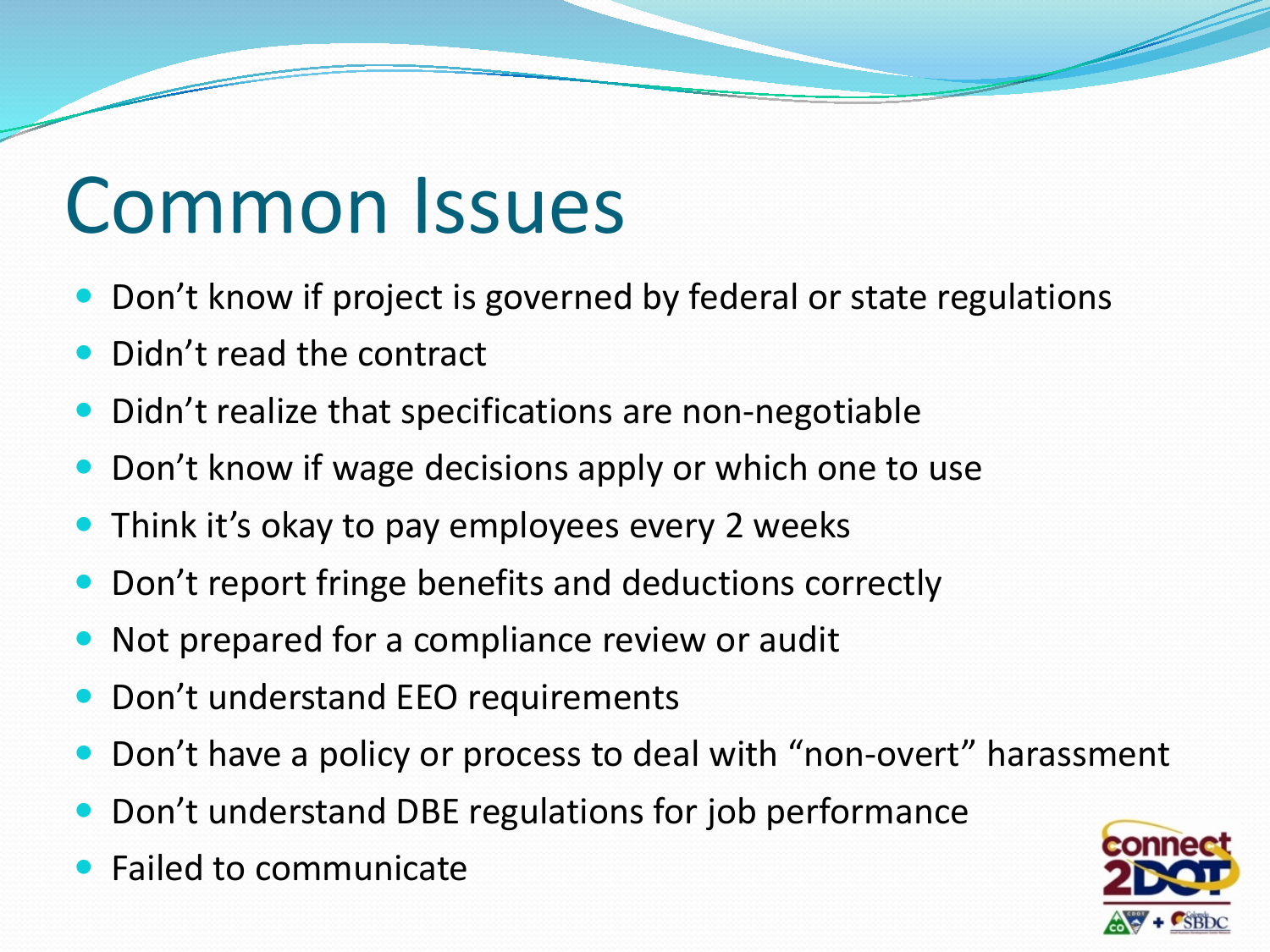# Common Issues

- Don’t know if project is governed by federal or state regulations
- Didn’t read the contract
- Didn’t realize that specifications are non-negotiable
- Don’t know if wage decisions apply or which one to use
- Think it’s okay to pay employees every 2 weeks
- Don’t report fringe benefits and deductions correctly
- Not prepared for a compliance review or audit
- Don’t understand EEO requirements
- Don’t have a policy or process to deal with “non-overt” harassment
- Don’t understand DBE regulations for job performance
- Failed to communicate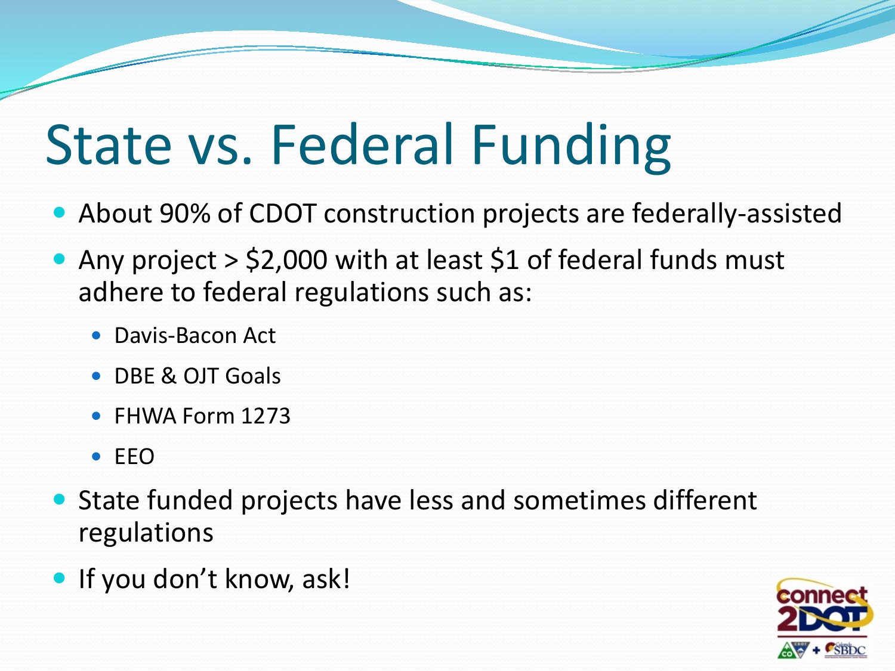# State vs. Federal Funding

- About 90% of CDOT construction projects are federally-assisted
- Any project > $2,000 with at least $1 of federal funds must adhere to federal regulations such as:
  - Davis-Bacon Act
  - DBE & OJT Goals
  - FHWA Form 1273
  - EEO
- State funded projects have less and sometimes different regulations
- If you don't know, ask!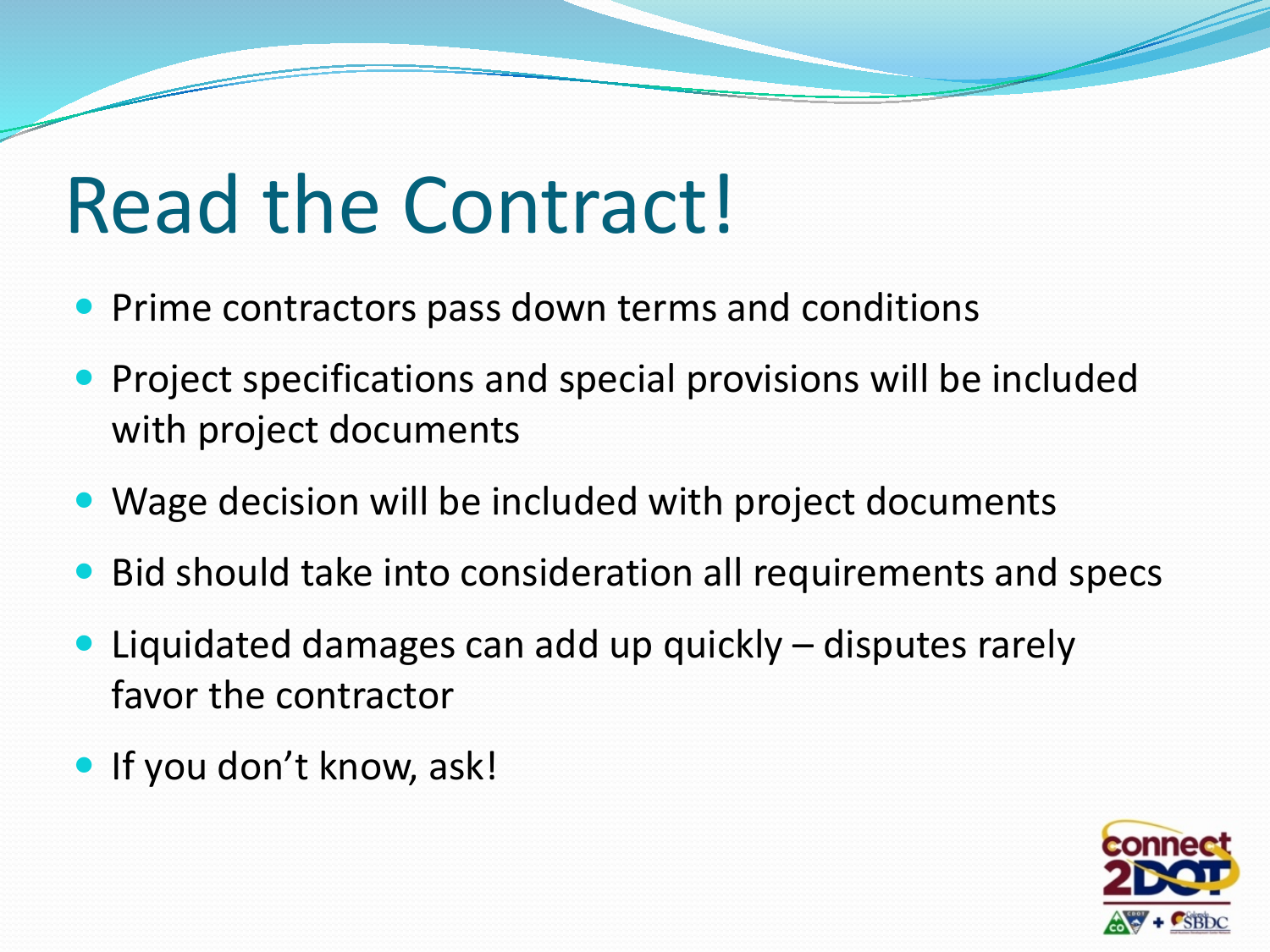# Read the Contract!

- Prime contractors pass down terms and conditions
- Project specifications and special provisions will be included with project documents
- Wage decision will be included with project documents
- Bid should take into consideration all requirements and specs
- Liquidated damages can add up quickly – disputes rarely favor the contractor
- If you don't know, ask!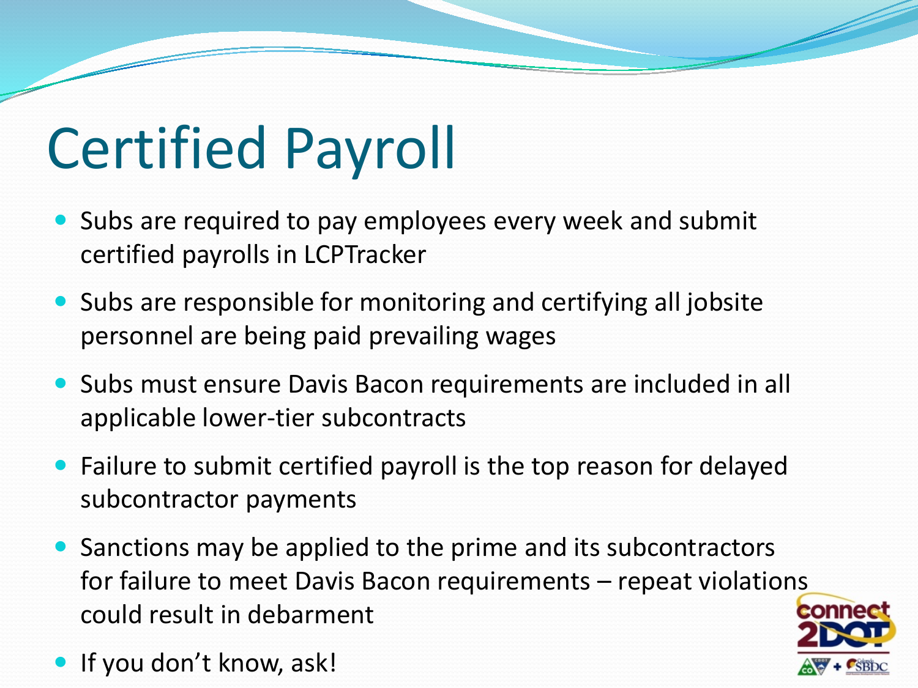# Certified Payroll

- Subs are required to pay employees every week and submit certified payrolls in LCPTracker
- Subs are responsible for monitoring and certifying all jobsite personnel are being paid prevailing wages
- Subs must ensure Davis Bacon requirements are included in all applicable lower-tier subcontracts
- Failure to submit certified payroll is the top reason for delayed subcontractor payments
- Sanctions may be applied to the prime and its subcontractors for failure to meet Davis Bacon requirements – repeat violations could result in debarment
- If you don't know, ask!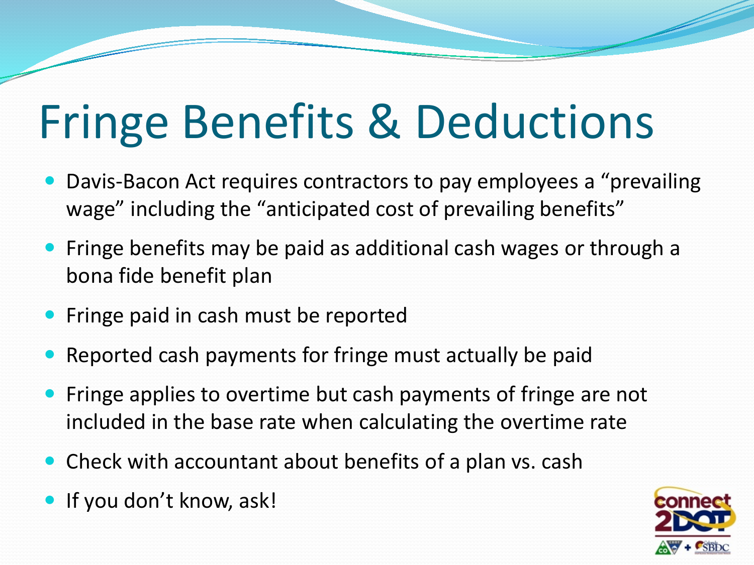# Fringe Benefits & Deductions

- Davis-Bacon Act requires contractors to pay employees a "prevailing wage" including the "anticipated cost of prevailing benefits"
- Fringe benefits may be paid as additional cash wages or through a bona fide benefit plan
- Fringe paid in cash must be reported
- Reported cash payments for fringe must actually be paid
- Fringe applies to overtime but cash payments of fringe are not included in the base rate when calculating the overtime rate
- Check with accountant about benefits of a plan vs. cash
- If you don't know, ask!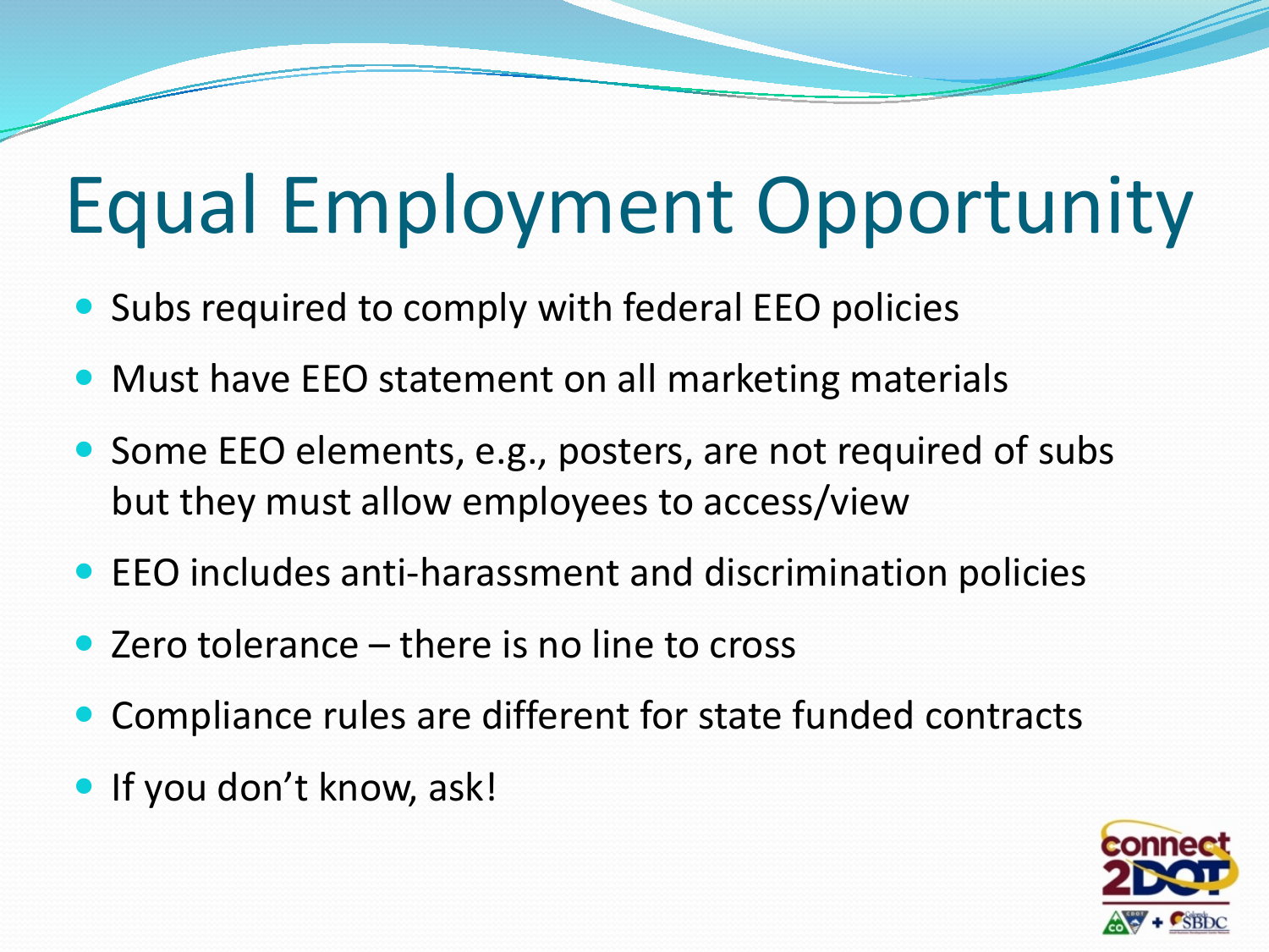# Equal Employment Opportunity

- Subs required to comply with federal EEO policies
- Must have EEO statement on all marketing materials
- Some EEO elements, e.g., posters, are not required of subs but they must allow employees to access/view
- EEO includes anti-harassment and discrimination policies
- Zero tolerance – there is no line to cross
- Compliance rules are different for state funded contracts
- If you don't know, ask!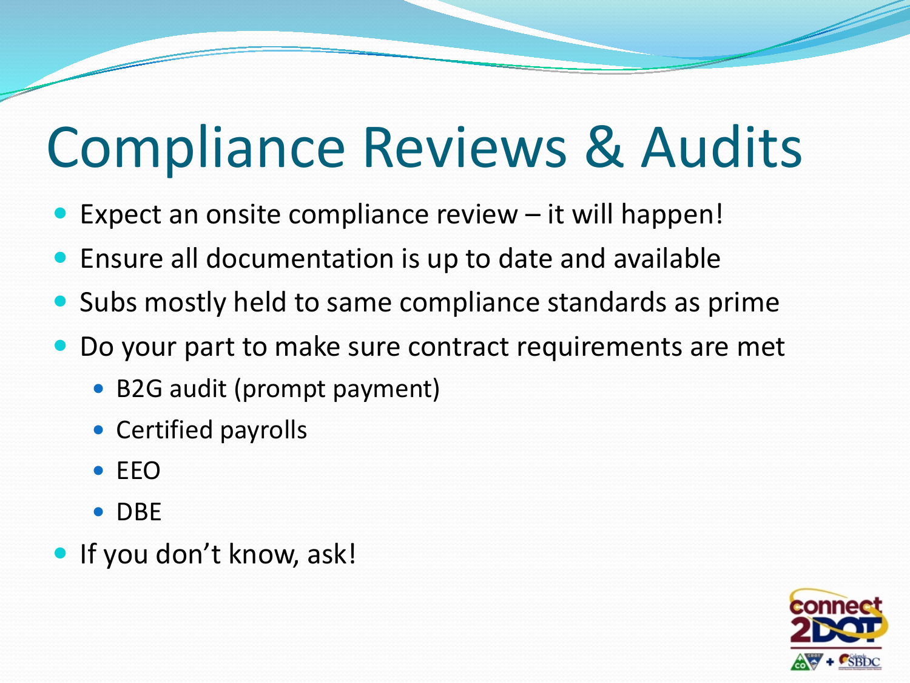# Compliance Reviews & Audits

- Expect an onsite compliance review – it will happen!
- Ensure all documentation is up to date and available
- Subs mostly held to same compliance standards as prime
- Do your part to make sure contract requirements are met
  - B2G audit (prompt payment)
  - Certified payrolls
  - EEO
  - DBE
- If you don't know, ask!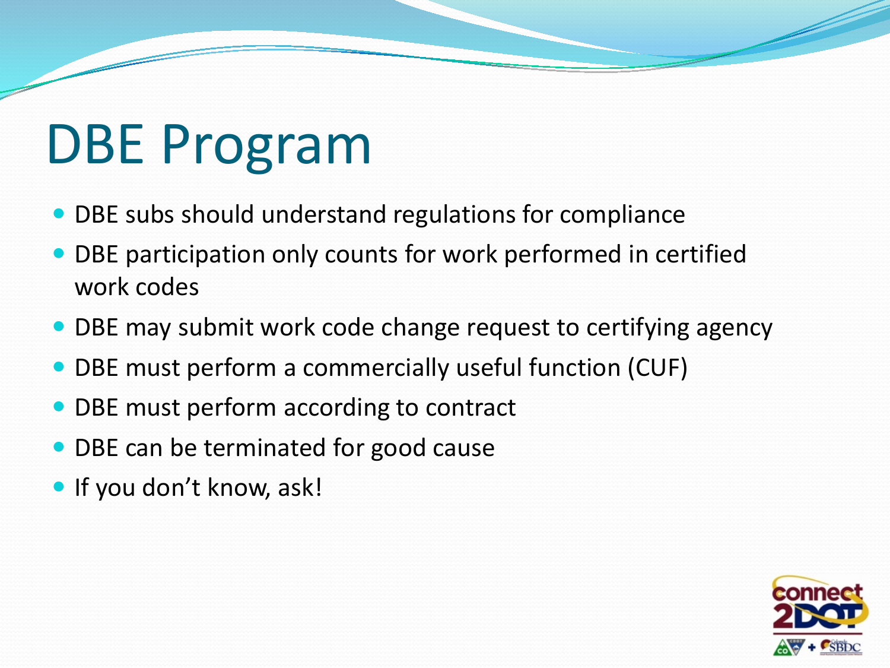# DBE Program

- DBE subs should understand regulations for compliance
- DBE participation only counts for work performed in certified work codes
- DBE may submit work code change request to certifying agency
- DBE must perform a commercially useful function (CUF)
- DBE must perform according to contract
- DBE can be terminated for good cause
- If you don't know, ask!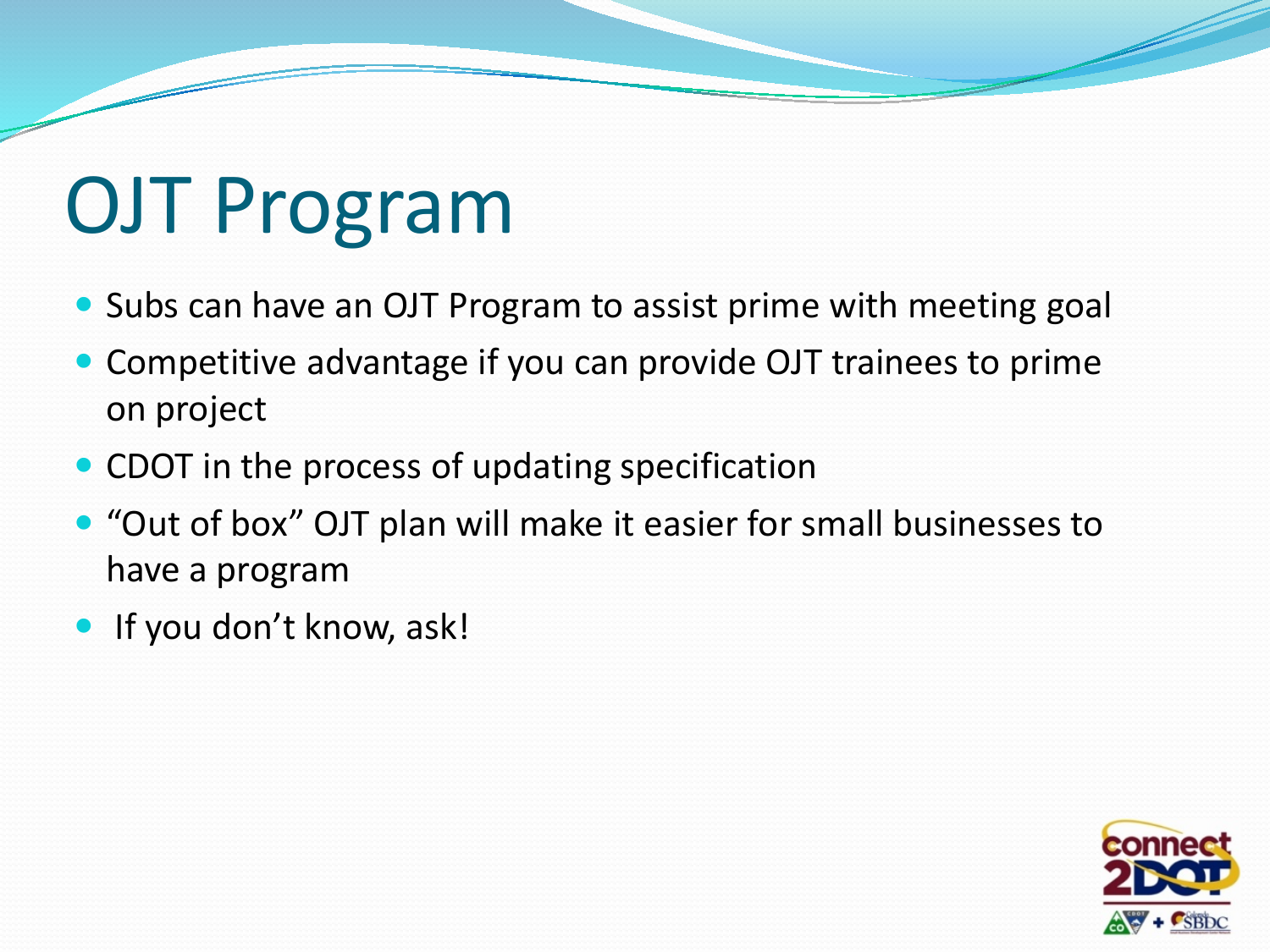# OJT Program

- Subs can have an OJT Program to assist prime with meeting goal
- Competitive advantage if you can provide OJT trainees to prime on project
- CDOT in the process of updating specification
- “Out of box” OJT plan will make it easier for small businesses to have a program
- If you don’t know, ask!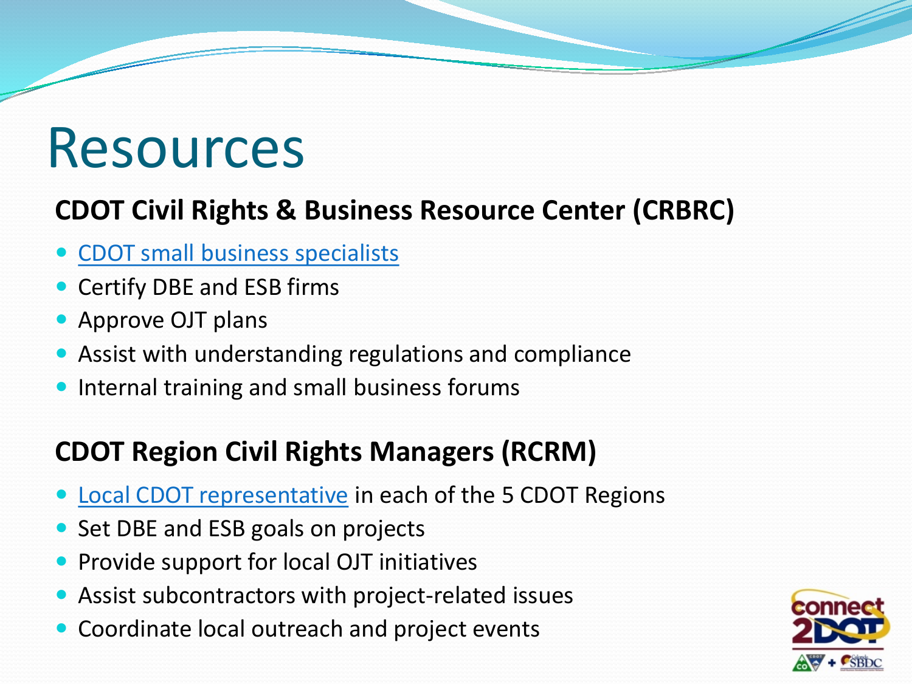# Resources

## CDOT Civil Rights & Business Resource Center (CRBRC)

- CDOT small business specialists
- Certify DBE and ESB firms
- Approve OJT plans
- Assist with understanding regulations and compliance
- Internal training and small business forums

## CDOT Region Civil Rights Managers (RCRM)

- Local CDOT representative in each of the 5 CDOT Regions
- Set DBE and ESB goals on projects
- Provide support for local OJT initiatives
- Assist subcontractors with project-related issues
- Coordinate local outreach and project events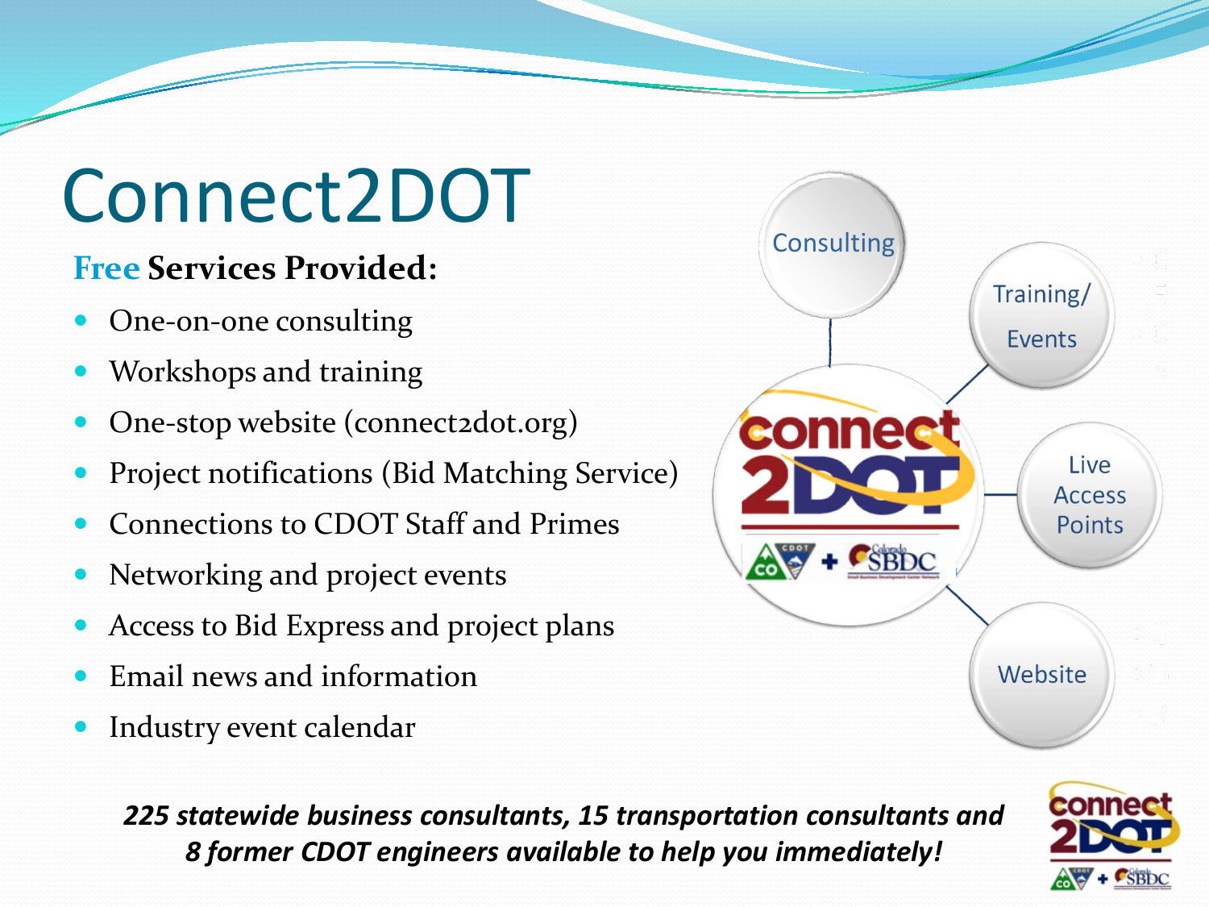# Connect2DOT

**Free Services Provided:**

- One-on-one consulting
- Workshops and training
- One-stop website (connect2dot.org)
- Project notifications (Bid Matching Service)
- Connections to CDOT Staff and Primes
- Networking and project events
- Access to Bid Express and project plans
- Email news and information
- Industry event calendar

Consulting

Training/ Events

Live Access Points

Website

***225 statewide business consultants, 15 transportation consultants and 8 former CDOT engineers available to help you immediately!***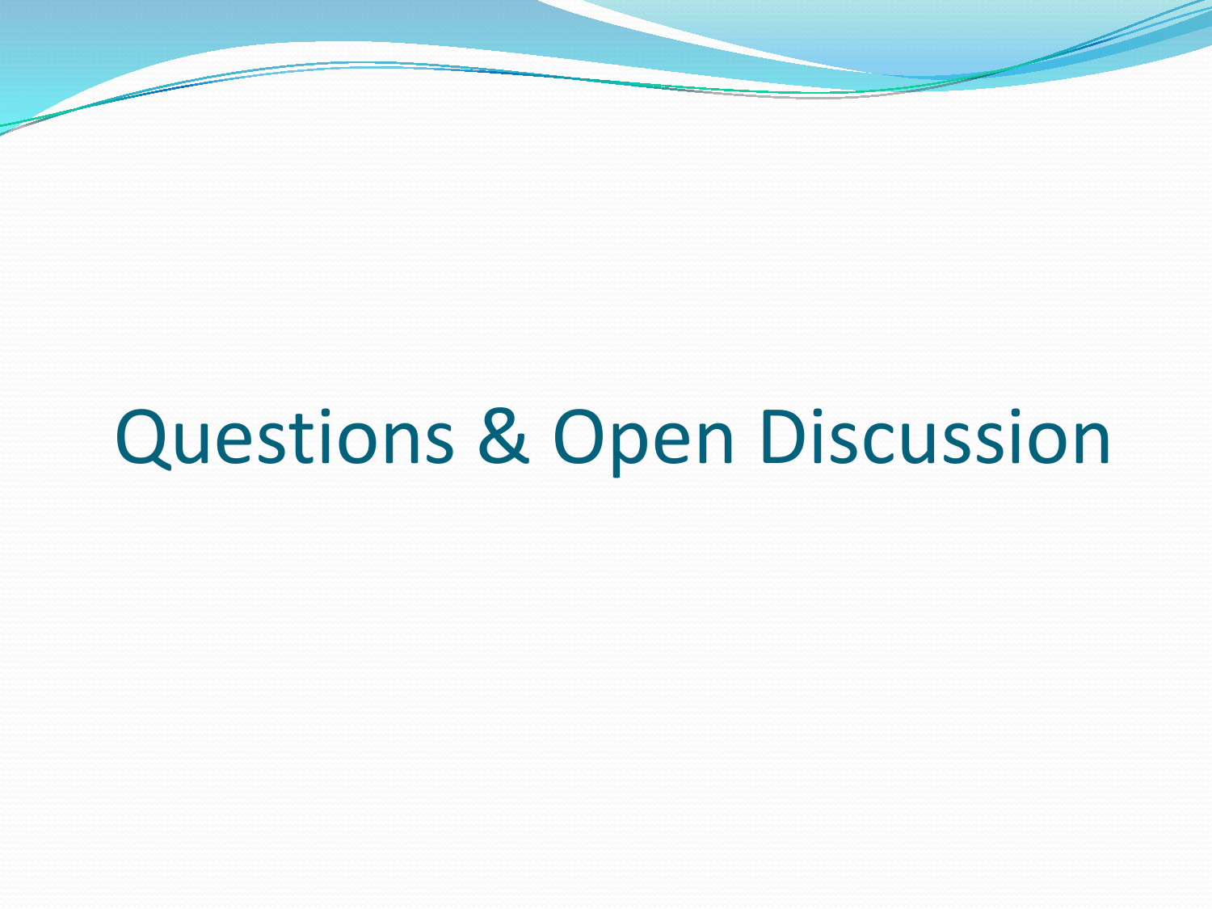# Questions & Open Discussion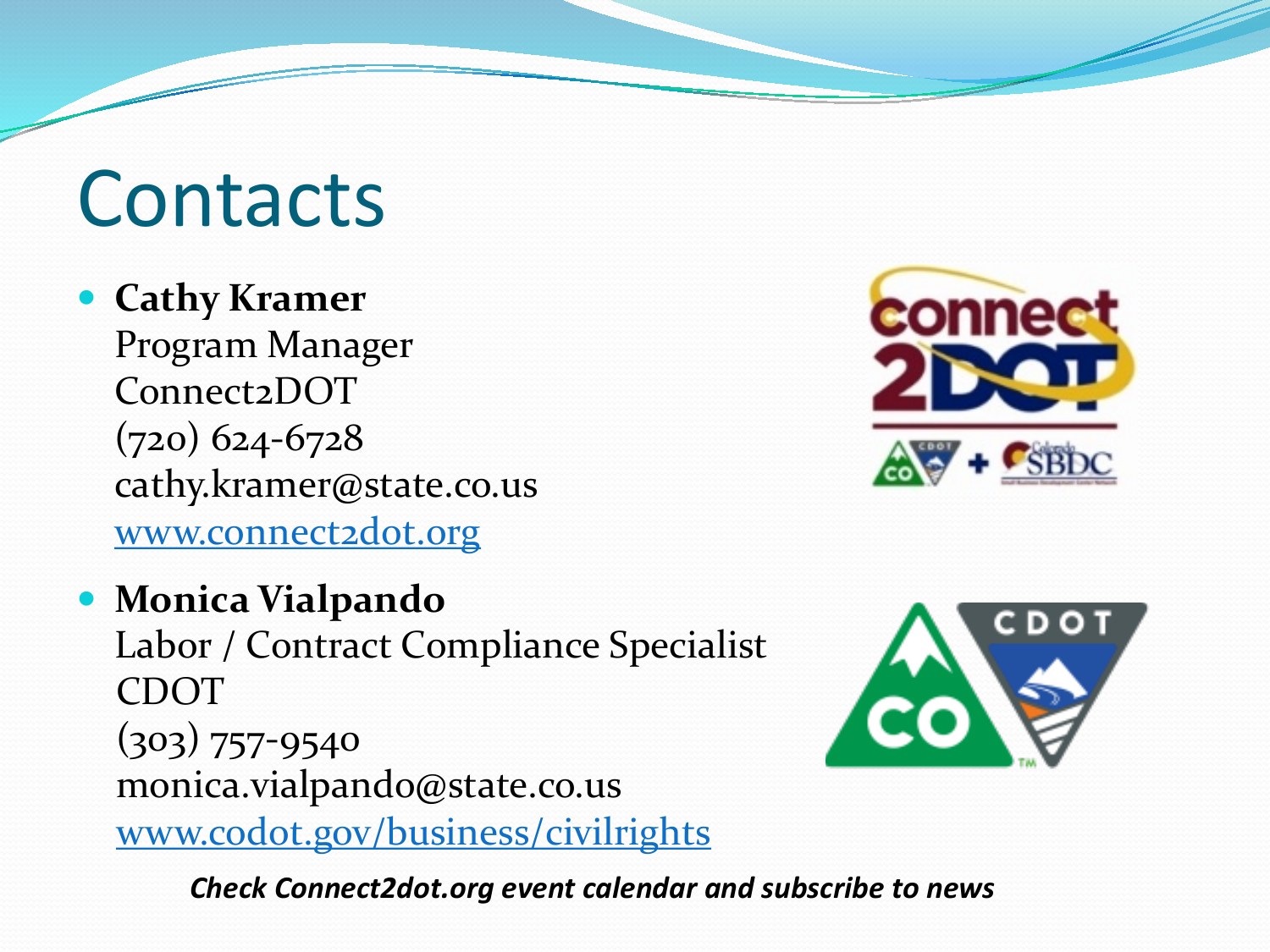# Contacts

- **Cathy Kramer**
  Program Manager
  Connect2DOT
  (720) 624-6728
  cathy.kramer@state.co.us
  www.connect2dot.org

- **Monica Vialpando**
  Labor / Contract Compliance Specialist
  CDOT
  (303) 757-9540
  monica.vialpando@state.co.us
  www.codot.gov/business/civilrights

***Check Connect2dot.org event calendar and subscribe to news***